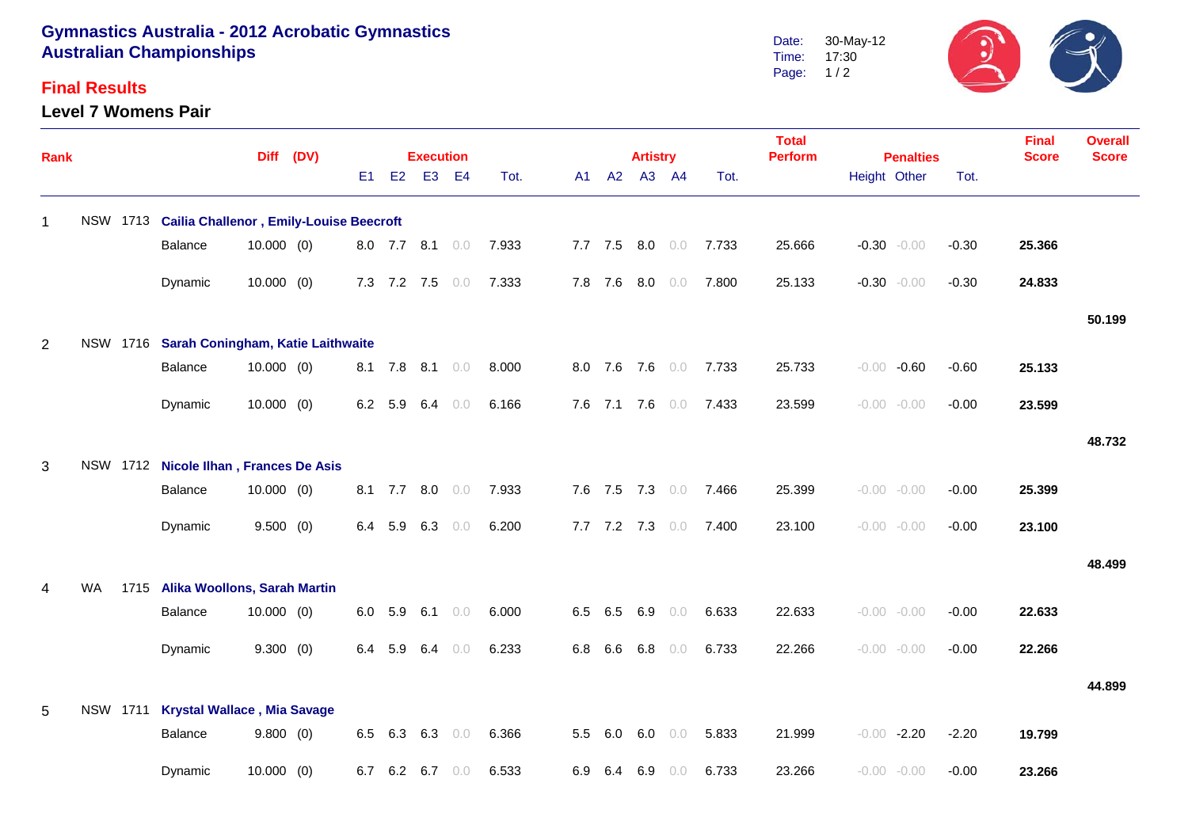# Gymnastics Australia - 2012 Acrobatic Gymnastics Australian Championships

Date: 30-May-12
Time: 17:30

## Final Results

### Level 7 Womens Pair

| Rank | | | | Diff | (DV) | Execution | | | | | Artistry | | | | | Total Perform | Penalties | | | Final Score | Overall Score |
|---|---|---|---|---|---|---|---|---|---|---|---|---|---|---|---|---|---|---|---|---|---|
| | | | | | | E1 | E2 | E3 | E4 | Tot. | A1 | A2 | A3 | A4 | Tot. | | Height | Other | Tot. | | |
| 1 | NSW | 1713 | **Cailia Challenor , Emily-Louise Beecroft** | | | | | | | | | | | | | | | | | | |
| | | | Balance | 10.000 | (0) | 8.0 | 7.7 | 8.1 | 0.0 | 7.933 | 7.7 | 7.5 | 8.0 | 0.0 | 7.733 | 25.666 | -0.30 | -0.00 | -0.30 | **25.366** | |
| | | | Dynamic | 10.000 | (0) | 7.3 | 7.2 | 7.5 | 0.0 | 7.333 | 7.8 | 7.6 | 8.0 | 0.0 | 7.800 | 25.133 | -0.30 | -0.00 | -0.30 | **24.833** | |
| | | | | | | | | | | | | | | | | | | | | | **50.199** |
| 2 | NSW | 1716 | **Sarah Coningham, Katie Laithwaite** | | | | | | | | | | | | | | | | | | |
| | | | Balance | 10.000 | (0) | 8.1 | 7.8 | 8.1 | 0.0 | 8.000 | 8.0 | 7.6 | 7.6 | 0.0 | 7.733 | 25.733 | -0.00 | -0.60 | -0.60 | **25.133** | |
| | | | Dynamic | 10.000 | (0) | 6.2 | 5.9 | 6.4 | 0.0 | 6.166 | 7.6 | 7.1 | 7.6 | 0.0 | 7.433 | 23.599 | -0.00 | -0.00 | -0.00 | **23.599** | |
| | | | | | | | | | | | | | | | | | | | | | **48.732** |
| 3 | NSW | 1712 | **Nicole Ilhan , Frances De Asis** | | | | | | | | | | | | | | | | | | |
| | | | Balance | 10.000 | (0) | 8.1 | 7.7 | 8.0 | 0.0 | 7.933 | 7.6 | 7.5 | 7.3 | 0.0 | 7.466 | 25.399 | -0.00 | -0.00 | -0.00 | **25.399** | |
| | | | Dynamic | 9.500 | (0) | 6.4 | 5.9 | 6.3 | 0.0 | 6.200 | 7.7 | 7.2 | 7.3 | 0.0 | 7.400 | 23.100 | -0.00 | -0.00 | -0.00 | **23.100** | |
| | | | | | | | | | | | | | | | | | | | | | **48.499** |
| 4 | WA | 1715 | **Alika Woollons, Sarah Martin** | | | | | | | | | | | | | | | | | | |
| | | | Balance | 10.000 | (0) | 6.0 | 5.9 | 6.1 | 0.0 | 6.000 | 6.5 | 6.5 | 6.9 | 0.0 | 6.633 | 22.633 | -0.00 | -0.00 | -0.00 | **22.633** | |
| | | | Dynamic | 9.300 | (0) | 6.4 | 5.9 | 6.4 | 0.0 | 6.233 | 6.8 | 6.6 | 6.8 | 0.0 | 6.733 | 22.266 | -0.00 | -0.00 | -0.00 | **22.266** | |
| | | | | | | | | | | | | | | | | | | | | | **44.899** |
| 5 | NSW | 1711 | **Krystal Wallace , Mia Savage** | | | | | | | | | | | | | | | | | | |
| | | | Balance | 9.800 | (0) | 6.5 | 6.3 | 6.3 | 0.0 | 6.366 | 5.5 | 6.0 | 6.0 | 0.0 | 5.833 | 21.999 | -0.00 | -2.20 | -2.20 | **19.799** | |
| | | | Dynamic | 10.000 | (0) | 6.7 | 6.2 | 6.7 | 0.0 | 6.533 | 6.9 | 6.4 | 6.9 | 0.0 | 6.733 | 23.266 | -0.00 | -0.00 | -0.00 | **23.266** | |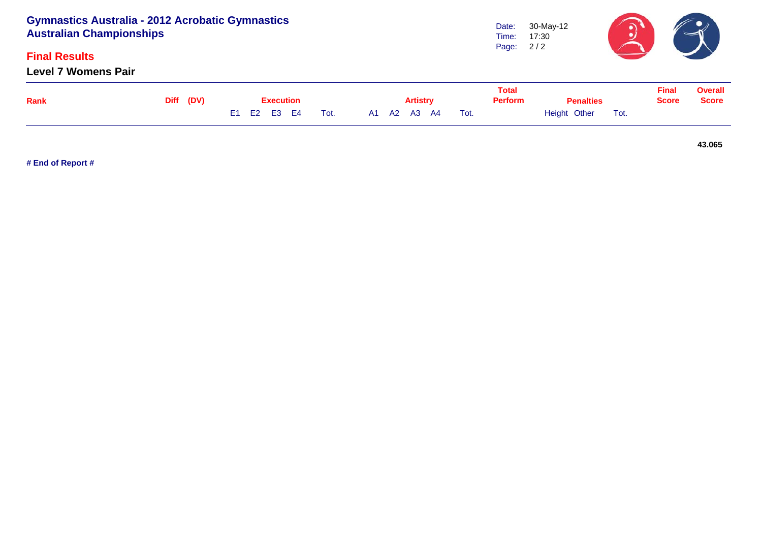**Gymnastics Australia - 2012 Acrobatic Gymnastics Australian Championships**

Date: 30-May-12
Time: 17:30

## Final Results

### Level 7 Womens Pair

| Rank | Diff | (DV) | Execution | | | | | Artistry | | | | | Total Perform | Penalties | | | Final Score | Overall Score |
|---|---|---|---|---|---|---|---|---|---|---|---|---|---|---|---|---|---|---|
| | | | E1 | E2 | E3 | E4 | Tot. | A1 | A2 | A3 | A4 | Tot. | | Height | Other | Tot. | | |
| | | | | | | | | | | | | | | | | | | 43.065 |

**# End of Report #**